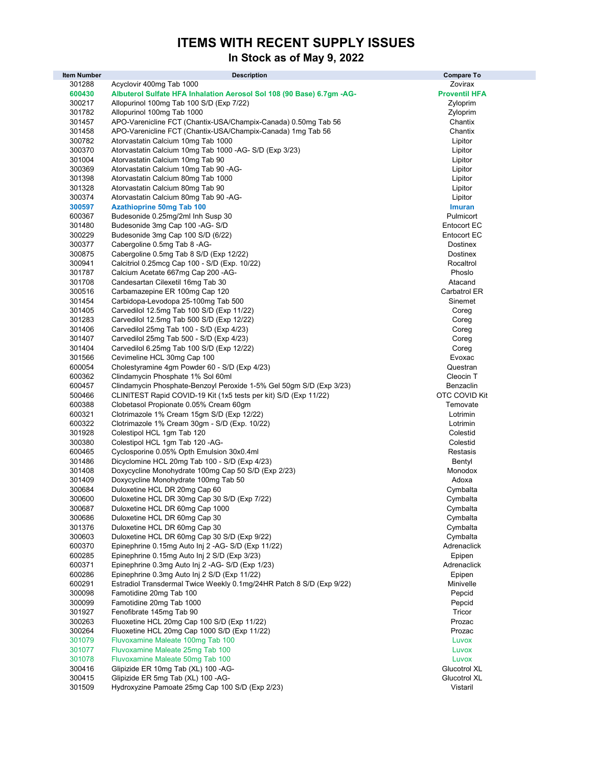# ITEMS WITH RECENT SUPPLY ISSUES

## In Stock as of May 9, 2022

| Item Number | Description | Compare To |
|---|---|---|
| 301288 | Acyclovir 400mg Tab 1000 | Zovirax |
| **600430** | **Albuterol Sulfate HFA Inhalation Aerosol Sol 108 (90 Base) 6.7gm -AG-** | **Proventil HFA** |
| 300217 | Allopurinol 100mg Tab 100 S/D (Exp 7/22) | Zyloprim |
| 301782 | Allopurinol 100mg Tab 1000 | Zyloprim |
| 301457 | APO-Varenicline FCT (Chantix-USA/Champix-Canada) 0.50mg Tab 56 | Chantix |
| 301458 | APO-Varenicline FCT (Chantix-USA/Champix-Canada) 1mg Tab 56 | Chantix |
| 300782 | Atorvastatin Calcium 10mg Tab 1000 | Lipitor |
| 300370 | Atorvastatin Calcium 10mg Tab 1000 -AG- S/D (Exp 3/23) | Lipitor |
| 301004 | Atorvastatin Calcium 10mg Tab 90 | Lipitor |
| 300369 | Atorvastatin Calcium 10mg Tab 90 -AG- | Lipitor |
| 301398 | Atorvastatin Calcium 80mg Tab 1000 | Lipitor |
| 301328 | Atorvastatin Calcium 80mg Tab 90 | Lipitor |
| 300374 | Atorvastatin Calcium 80mg Tab 90 -AG- | Lipitor |
| **300597** | **Azathioprine 50mg Tab 100** | **Imuran** |
| 600367 | Budesonide 0.25mg/2ml Inh Susp 30 | Pulmicort |
| 301480 | Budesonide 3mg Cap 100 -AG- S/D | Entocort EC |
| 300229 | Budesonide 3mg Cap 100 S/D (6/22) | Entocort EC |
| 300377 | Cabergoline 0.5mg Tab 8 -AG- | Dostinex |
| 300875 | Cabergoline 0.5mg Tab 8 S/D (Exp 12/22) | Dostinex |
| 300941 | Calcitriol 0.25mcg Cap 100 - S/D (Exp. 10/22) | Rocaltrol |
| 301787 | Calcium Acetate 667mg Cap 200 -AG- | Phoslo |
| 301708 | Candesartan Cilexetil 16mg Tab 30 | Atacand |
| 300516 | Carbamazepine ER 100mg Cap 120 | Carbatrol ER |
| 301454 | Carbidopa-Levodopa 25-100mg Tab 500 | Sinemet |
| 301405 | Carvedilol 12.5mg Tab 100 S/D (Exp 11/22) | Coreg |
| 301283 | Carvedilol 12.5mg Tab 500 S/D (Exp 12/22) | Coreg |
| 301406 | Carvedilol 25mg Tab 100 - S/D (Exp 4/23) | Coreg |
| 301407 | Carvedilol 25mg Tab 500 - S/D (Exp 4/23) | Coreg |
| 301404 | Carvedilol 6.25mg Tab 100 S/D (Exp 12/22) | Coreg |
| 301566 | Cevimeline HCL 30mg Cap 100 | Evoxac |
| 600054 | Cholestyramine 4gm Powder 60 - S/D (Exp 4/23) | Questran |
| 600362 | Clindamycin Phosphate 1% Sol 60ml | Cleocin T |
| 600457 | Clindamycin Phosphate-Benzoyl Peroxide 1-5% Gel 50gm S/D (Exp 3/23) | Benzaclin |
| 500466 | CLINITEST Rapid COVID-19 Kit (1x5 tests per kit) S/D (Exp 11/22) | OTC COVID Kit |
| 600388 | Clobetasol Propionate 0.05% Cream 60gm | Temovate |
| 600321 | Clotrimazole 1% Cream 15gm S/D (Exp 12/22) | Lotrimin |
| 600322 | Clotrimazole 1% Cream 30gm - S/D (Exp. 10/22) | Lotrimin |
| 301928 | Colestipol HCL 1gm Tab 120 | Colestid |
| 300380 | Colestipol HCL 1gm Tab 120 -AG- | Colestid |
| 600465 | Cyclosporine 0.05% Opth Emulsion 30x0.4ml | Restasis |
| 301486 | Dicyclomine HCL 20mg Tab 100 - S/D (Exp 4/23) | Bentyl |
| 301408 | Doxycycline Monohydrate 100mg Cap 50 S/D (Exp 2/23) | Monodox |
| 301409 | Doxycycline Monohydrate 100mg Tab 50 | Adoxa |
| 300684 | Duloxetine HCL DR 20mg Cap 60 | Cymbalta |
| 300600 | Duloxetine HCL DR 30mg Cap 30 S/D (Exp 7/22) | Cymbalta |
| 300687 | Duloxetine HCL DR 60mg Cap 1000 | Cymbalta |
| 300686 | Duloxetine HCL DR 60mg Cap 30 | Cymbalta |
| 301376 | Duloxetine HCL DR 60mg Cap 30 | Cymbalta |
| 300603 | Duloxetine HCL DR 60mg Cap 30 S/D (Exp 9/22) | Cymbalta |
| 600370 | Epinephrine 0.15mg Auto Inj 2 -AG- S/D (Exp 11/22) | Adrenaclick |
| 600285 | Epinephrine 0.15mg Auto Inj 2 S/D (Exp 3/23) | Epipen |
| 600371 | Epinephrine 0.3mg Auto Inj 2 -AG- S/D (Exp 1/23) | Adrenaclick |
| 600286 | Epinephrine 0.3mg Auto Inj 2 S/D (Exp 11/22) | Epipen |
| 600291 | Estradiol Transdermal Twice Weekly 0.1mg/24HR Patch 8 S/D (Exp 9/22) | Minivelle |
| 300098 | Famotidine 20mg Tab 100 | Pepcid |
| 300099 | Famotidine 20mg Tab 1000 | Pepcid |
| 301927 | Fenofibrate 145mg Tab 90 | Tricor |
| 300263 | Fluoxetine HCL 20mg Cap 100 S/D (Exp 11/22) | Prozac |
| 300264 | Fluoxetine HCL 20mg Cap 1000 S/D (Exp 11/22) | Prozac |
| 301079 | Fluvoxamine Maleate 100mg Tab 100 | Luvox |
| 301077 | Fluvoxamine Maleate 25mg Tab 100 | Luvox |
| 301078 | Fluvoxamine Maleate 50mg Tab 100 | Luvox |
| 300416 | Glipizide ER 10mg Tab (XL) 100 -AG- | Glucotrol XL |
| 300415 | Glipizide ER 5mg Tab (XL) 100 -AG- | Glucotrol XL |
| 301509 | Hydroxyzine Pamoate 25mg Cap 100 S/D (Exp 2/23) | Vistaril |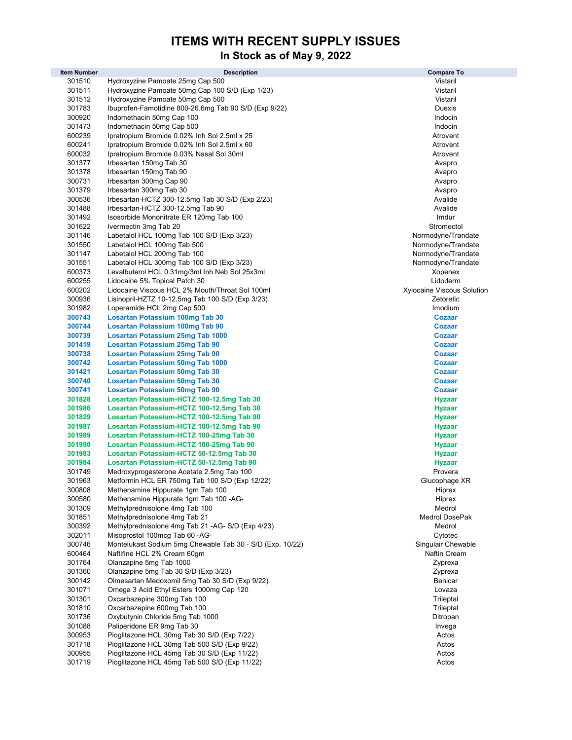# ITEMS WITH RECENT SUPPLY ISSUES

## In Stock as of May 9, 2022

| Item Number | Description | Compare To |
|---|---|---|
| 301510 | Hydroxyzine Pamoate 25mg Cap 500 | Vistaril |
| 301511 | Hydroxyzine Pamoate 50mg Cap 100 S/D (Exp 1/23) | Vistaril |
| 301512 | Hydroxyzine Pamoate 50mg Cap 500 | Vistaril |
| 301783 | Ibuprofen-Famotidine 800-26.6mg Tab 90 S/D (Exp 9/22) | Duexis |
| 300920 | Indomethacin 50mg Cap 100 | Indocin |
| 301473 | Indomethacin 50mg Cap 500 | Indocin |
| 600239 | Ipratropium Bromide 0.02% Inh Sol 2.5ml x 25 | Atrovent |
| 600241 | Ipratropium Bromide 0.02% Inh Sol 2.5ml x 60 | Atrovent |
| 600032 | Ipratropium Bromide 0.03% Nasal Sol 30ml | Atrovent |
| 301377 | Irbesartan 150mg Tab 30 | Avapro |
| 301378 | Irbesartan 150mg Tab 90 | Avapro |
| 300731 | Irbesartan 300mg Cap 90 | Avapro |
| 301379 | Irbesartan 300mg Tab 30 | Avapro |
| 300536 | Irbesartan-HCTZ 300-12.5mg Tab 30 S/D (Exp 2/23) | Avalide |
| 301488 | Irbesartan-HCTZ 300-12.5mg Tab 90 | Avalide |
| 301492 | Isosorbide Mononitrate ER 120mg Tab 100 | Imdur |
| 301622 | Ivermectin 3mg Tab 20 | Stromectol |
| 301146 | Labetalol HCL 100mg Tab 100 S/D (Exp 3/23) | Normodyne/Trandate |
| 301550 | Labetalol HCL 100mg Tab 500 | Normodyne/Trandate |
| 301147 | Labetalol HCL 200mg Tab 100 | Normodyne/Trandate |
| 301551 | Labetalol HCL 300mg Tab 100 S/D (Exp 3/23) | Normodyne/Trandate |
| 600373 | Levalbuterol HCL 0.31mg/3ml Inh Neb Sol 25x3ml | Xopenex |
| 600255 | Lidocaine 5% Topical Patch 30 | Lidoderm |
| 600202 | Lidocaine Viscous HCL 2% Mouth/Throat Sol 100ml | Xylocaine Viscous Solution |
| 300936 | Lisinopril-HZTZ 10-12.5mg Tab 100 S/D (Exp 3/23) | Zetoretic |
| 301982 | Loperamide HCL 2mg Cap 500 | Imodium |
| **300743** | **Losartan Potassium 100mg Tab 30** | **Cozaar** |
| **300744** | **Losartan Potassium 100mg Tab 90** | **Cozaar** |
| **300739** | **Losartan Potassium 25mg Tab 1000** | **Cozaar** |
| **301419** | **Losartan Potassium 25mg Tab 90** | **Cozaar** |
| **300738** | **Losartan Potassium 25mg Tab 90** | **Cozaar** |
| **300742** | **Losartan Potassium 50mg Tab 1000** | **Cozaar** |
| **301421** | **Losartan Potassium 50mg Tab 30** | **Cozaar** |
| **300740** | **Losartan Potassium 50mg Tab 30** | **Cozaar** |
| **300741** | **Losartan Potassium 50mg Tab 90** | **Cozaar** |
| **301828** | **Losartan Potassium-HCTZ 100-12.5mg Tab 30** | **Hyzaar** |
| **301986** | **Losartan Potassium-HCTZ 100-12.5mg Tab 30** | **Hyzaar** |
| **301829** | **Losartan Potassium-HCTZ 100-12.5mg Tab 90** | **Hyzaar** |
| **301987** | **Losartan Potassium-HCTZ 100-12.5mg Tab 90** | **Hyzaar** |
| **301989** | **Losartan Potassium-HCTZ 100-25mg Tab 30** | **Hyzaar** |
| **301990** | **Losartan Potassium-HCTZ 100-25mg Tab 90** | **Hyzaar** |
| **301983** | **Losartan Potassium-HCTZ 50-12.5mg Tab 30** | **Hyzaar** |
| **301984** | **Losartan Potassium-HCTZ 50-12.5mg Tab 90** | **Hyzaar** |
| 301749 | Medroxyprogesterone Acetate 2.5mg Tab 100 | Provera |
| 301963 | Metformin HCL ER 750mg Tab 100 S/D (Exp 12/22) | Glucophage XR |
| 300808 | Methenamine Hippurate 1gm Tab 100 | Hiprex |
| 300580 | Methenamine Hippurate 1gm Tab 100 -AG- | Hiprex |
| 301309 | Methylprednisolone 4mg Tab 100 | Medrol |
| 301851 | Methylprednisolone 4mg Tab 21 | Medrol DosePak |
| 300392 | Methylprednisolone 4mg Tab 21 -AG- S/D (Exp 4/23) | Medrol |
| 302011 | Misoprostol 100mcg Tab 60 -AG- | Cytotec |
| 300746 | Montelukast Sodium 5mg Chewable Tab 30 - S/D (Exp. 10/22) | Singulair Chewable |
| 600464 | Naftifine HCL 2% Cream 60gm | Naftin Cream |
| 301764 | Olanzapine 5mg Tab 1000 | Zyprexa |
| 301360 | Olanzapine 5mg Tab 30 S/D (Exp 3/23) | Zyprexa |
| 300142 | Olmesartan Medoxomil 5mg Tab 30 S/D (Exp 9/22) | Benicar |
| 301071 | Omega 3 Acid Ethyl Esters 1000mg Cap 120 | Lovaza |
| 301301 | Oxcarbazepine 300mg Tab 100 | Trileptal |
| 301810 | Oxcarbazepine 600mg Tab 100 | Trileptal |
| 301736 | Oxybutynin Chloride 5mg Tab 1000 | Ditropan |
| 301088 | Paliperidone ER 9mg Tab 30 | Invega |
| 300953 | Pioglitazone HCL 30mg Tab 30 S/D (Exp 7/22) | Actos |
| 301718 | Pioglitazone HCL 30mg Tab 500 S/D (Exp 9/22) | Actos |
| 300955 | Pioglitazone HCL 45mg Tab 30 S/D (Exp 11/22) | Actos |
| 301719 | Pioglitazone HCL 45mg Tab 500 S/D (Exp 11/22) | Actos |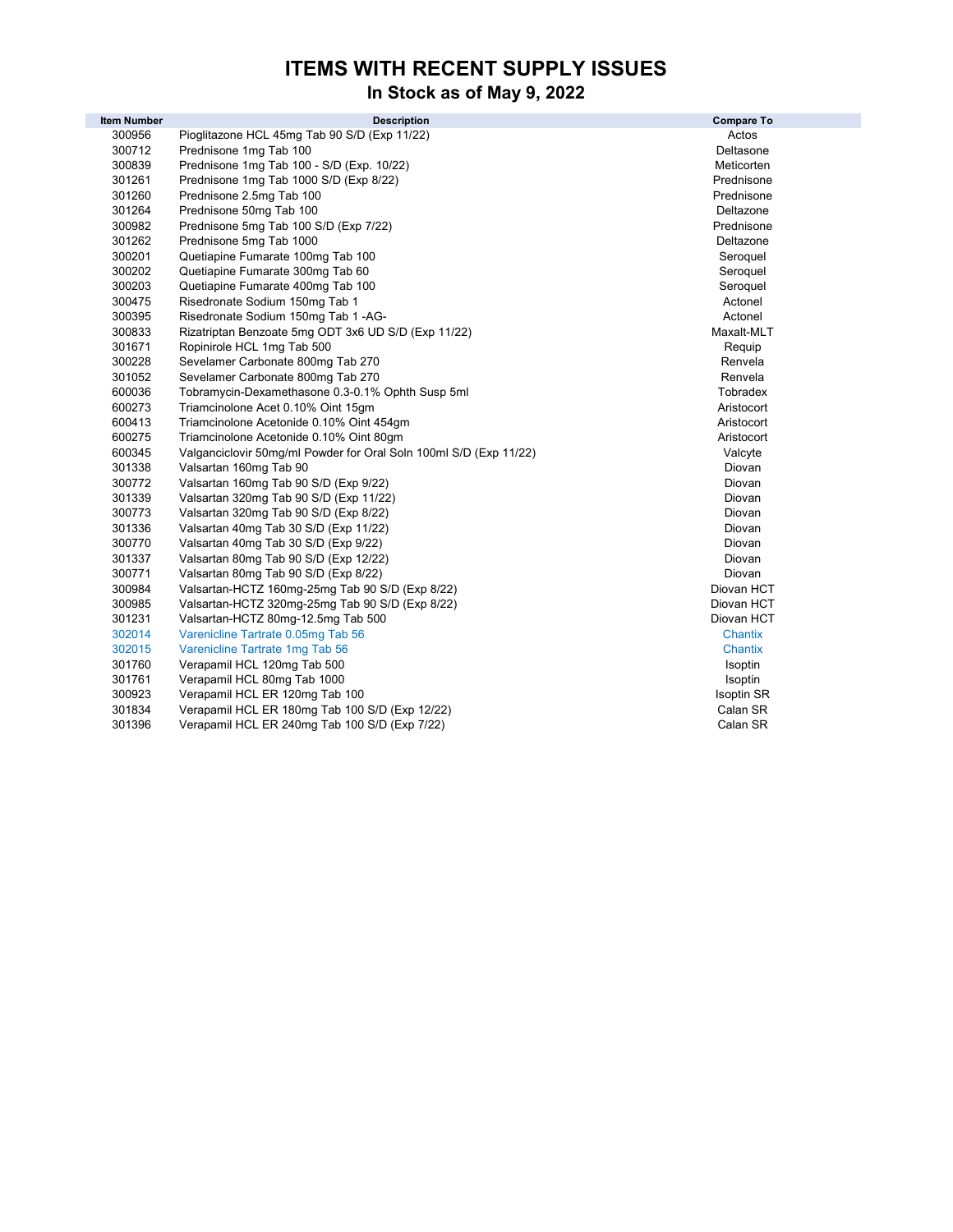# ITEMS WITH RECENT SUPPLY ISSUES

## In Stock as of May 9, 2022

| Item Number | Description | Compare To |
|---|---|---|
| 300956 | Pioglitazone HCL 45mg Tab 90 S/D (Exp 11/22) | Actos |
| 300712 | Prednisone 1mg Tab 100 | Deltasone |
| 300839 | Prednisone 1mg Tab 100 - S/D (Exp. 10/22) | Meticorten |
| 301261 | Prednisone 1mg Tab 1000 S/D (Exp 8/22) | Prednisone |
| 301260 | Prednisone 2.5mg Tab 100 | Prednisone |
| 301264 | Prednisone 50mg Tab 100 | Deltazone |
| 300982 | Prednisone 5mg Tab 100 S/D (Exp 7/22) | Prednisone |
| 301262 | Prednisone 5mg Tab 1000 | Deltazone |
| 300201 | Quetiapine Fumarate 100mg Tab 100 | Seroquel |
| 300202 | Quetiapine Fumarate 300mg Tab 60 | Seroquel |
| 300203 | Quetiapine Fumarate 400mg Tab 100 | Seroquel |
| 300475 | Risedronate Sodium 150mg Tab 1 | Actonel |
| 300395 | Risedronate Sodium 150mg Tab 1 -AG- | Actonel |
| 300833 | Rizatriptan Benzoate 5mg ODT 3x6 UD S/D (Exp 11/22) | Maxalt-MLT |
| 301671 | Ropinirole HCL 1mg Tab 500 | Requip |
| 300228 | Sevelamer Carbonate 800mg Tab 270 | Renvela |
| 301052 | Sevelamer Carbonate 800mg Tab 270 | Renvela |
| 600036 | Tobramycin-Dexamethasone 0.3-0.1% Ophth Susp 5ml | Tobradex |
| 600273 | Triamcinolone Acet 0.10% Oint 15gm | Aristocort |
| 600413 | Triamcinolone Acetonide 0.10% Oint 454gm | Aristocort |
| 600275 | Triamcinolone Acetonide 0.10% Oint 80gm | Aristocort |
| 600345 | Valganciclovir 50mg/ml Powder for Oral Soln 100ml S/D (Exp 11/22) | Valcyte |
| 301338 | Valsartan 160mg Tab 90 | Diovan |
| 300772 | Valsartan 160mg Tab 90 S/D (Exp 9/22) | Diovan |
| 301339 | Valsartan 320mg Tab 90 S/D (Exp 11/22) | Diovan |
| 300773 | Valsartan 320mg Tab 90 S/D (Exp 8/22) | Diovan |
| 301336 | Valsartan 40mg Tab 30 S/D (Exp 11/22) | Diovan |
| 300770 | Valsartan 40mg Tab 30 S/D (Exp 9/22) | Diovan |
| 301337 | Valsartan 80mg Tab 90 S/D (Exp 12/22) | Diovan |
| 300771 | Valsartan 80mg Tab 90 S/D (Exp 8/22) | Diovan |
| 300984 | Valsartan-HCTZ 160mg-25mg Tab 90 S/D (Exp 8/22) | Diovan HCT |
| 300985 | Valsartan-HCTZ 320mg-25mg Tab 90 S/D (Exp 8/22) | Diovan HCT |
| 301231 | Valsartan-HCTZ 80mg-12.5mg Tab 500 | Diovan HCT |
| 302014 | Varenicline Tartrate 0.05mg Tab 56 | Chantix |
| 302015 | Varenicline Tartrate 1mg Tab 56 | Chantix |
| 301760 | Verapamil HCL 120mg Tab 500 | Isoptin |
| 301761 | Verapamil HCL 80mg Tab 1000 | Isoptin |
| 300923 | Verapamil HCL ER 120mg Tab 100 | Isoptin SR |
| 301834 | Verapamil HCL ER 180mg Tab 100 S/D (Exp 12/22) | Calan SR |
| 301396 | Verapamil HCL ER 240mg Tab 100 S/D (Exp 7/22) | Calan SR |